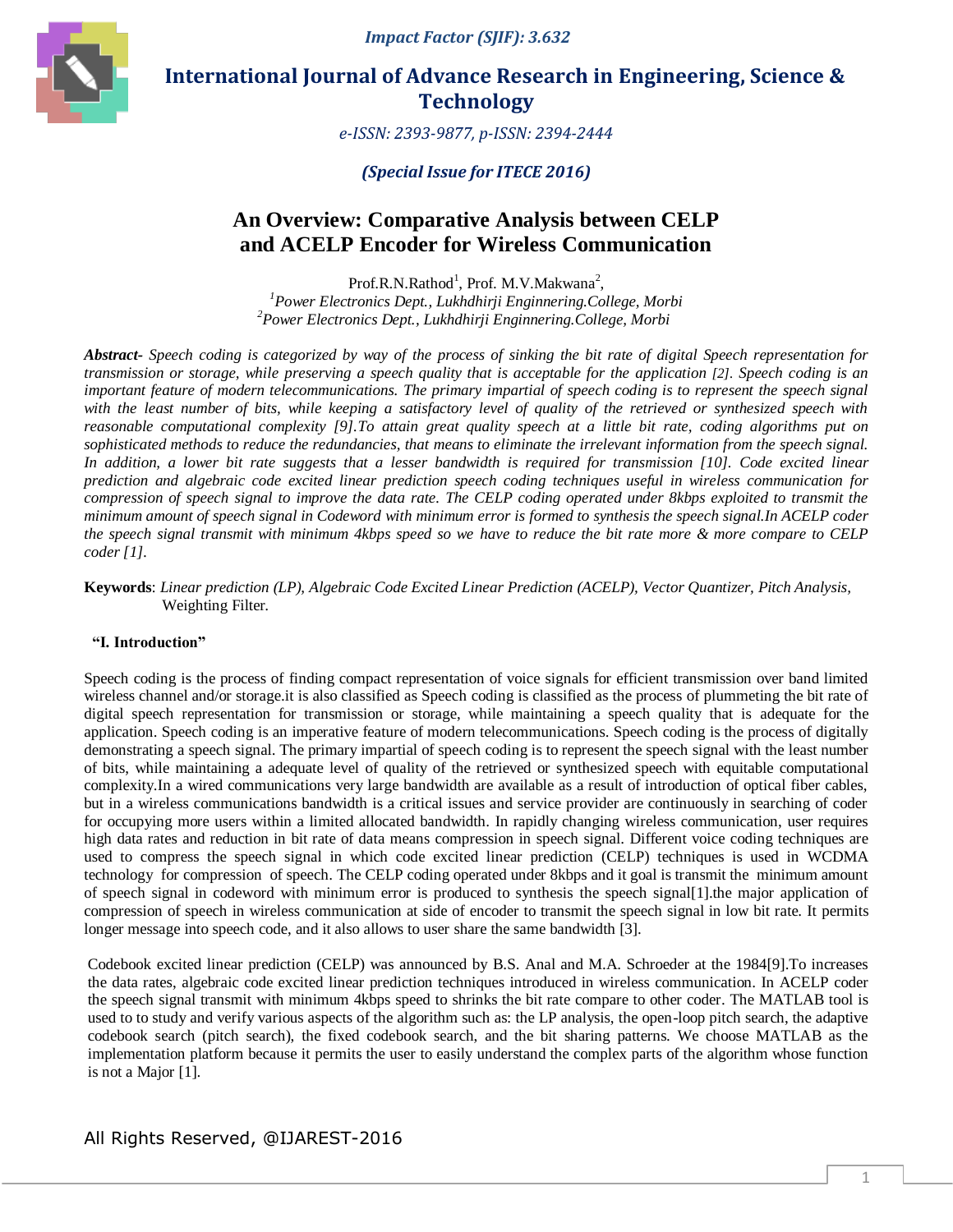*Impact Factor (SJIF): 3.632*

# International Journal of Advance Research in Engineering, Science & Technology

*e-ISSN: 2393-9877, p-ISSN: 2394-2444*

***(Special Issue for ITECE 2016)***

# An Overview: Comparative Analysis between CELP and ACELP Encoder for Wireless Communication

Prof.R.N.Rathod[1], Prof. M.V.Makwana[2],

[1]*Power Electronics Dept., Lukhdhirji Enginnering.College, Morbi*

[2]*Power Electronics Dept., Lukhdhirji Enginnering.College, Morbi*

***Abstract-*** *Speech coding is categorized by way of the process of sinking the bit rate of digital Speech representation for transmission or storage, while preserving a speech quality that is acceptable for the application [2]. Speech coding is an important feature of modern telecommunications. The primary impartial of speech coding is to represent the speech signal with the least number of bits, while keeping a satisfactory level of quality of the retrieved or synthesized speech with reasonable computational complexity [9].To attain great quality speech at a little bit rate, coding algorithms put on sophisticated methods to reduce the redundancies, that means to eliminate the irrelevant information from the speech signal. In addition, a lower bit rate suggests that a lesser bandwidth is required for transmission [10]. Code excited linear prediction and algebraic code excited linear prediction speech coding techniques useful in wireless communication for compression of speech signal to improve the data rate. The CELP coding operated under 8kbps exploited to transmit the minimum amount of speech signal in Codeword with minimum error is formed to synthesis the speech signal.In ACELP coder the speech signal transmit with minimum 4kbps speed so we have to reduce the bit rate more & more compare to CELP coder [1].*

**Keywords**: *Linear prediction (LP), Algebraic Code Excited Linear Prediction (ACELP), Vector Quantizer, Pitch Analysis,* Weighting Filter.

## "I. Introduction"

Speech coding is the process of finding compact representation of voice signals for efficient transmission over band limited wireless channel and/or storage.it is also classified as Speech coding is classified as the process of plummeting the bit rate of digital speech representation for transmission or storage, while maintaining a speech quality that is adequate for the application. Speech coding is an imperative feature of modern telecommunications. Speech coding is the process of digitally demonstrating a speech signal. The primary impartial of speech coding is to represent the speech signal with the least number of bits, while maintaining a adequate level of quality of the retrieved or synthesized speech with equitable computational complexity.In a wired communications very large bandwidth are available as a result of introduction of optical fiber cables, but in a wireless communications bandwidth is a critical issues and service provider are continuously in searching of coder for occupying more users within a limited allocated bandwidth. In rapidly changing wireless communication, user requires high data rates and reduction in bit rate of data means compression in speech signal. Different voice coding techniques are used to compress the speech signal in which code excited linear prediction (CELP) techniques is used in WCDMA technology for compression of speech. The CELP coding operated under 8kbps and it goal is transmit the minimum amount of speech signal in codeword with minimum error is produced to synthesis the speech signal[1].the major application of compression of speech in wireless communication at side of encoder to transmit the speech signal in low bit rate. It permits longer message into speech code, and it also allows to user share the same bandwidth [3].

Codebook excited linear prediction (CELP) was announced by B.S. Anal and M.A. Schroeder at the 1984[9].To increases the data rates, algebraic code excited linear prediction techniques introduced in wireless communication. In ACELP coder the speech signal transmit with minimum 4kbps speed to shrinks the bit rate compare to other coder. The MATLAB tool is used to to study and verify various aspects of the algorithm such as: the LP analysis, the open-loop pitch search, the adaptive codebook search (pitch search), the fixed codebook search, and the bit sharing patterns. We choose MATLAB as the implementation platform because it permits the user to easily understand the complex parts of the algorithm whose function is not a Major [1].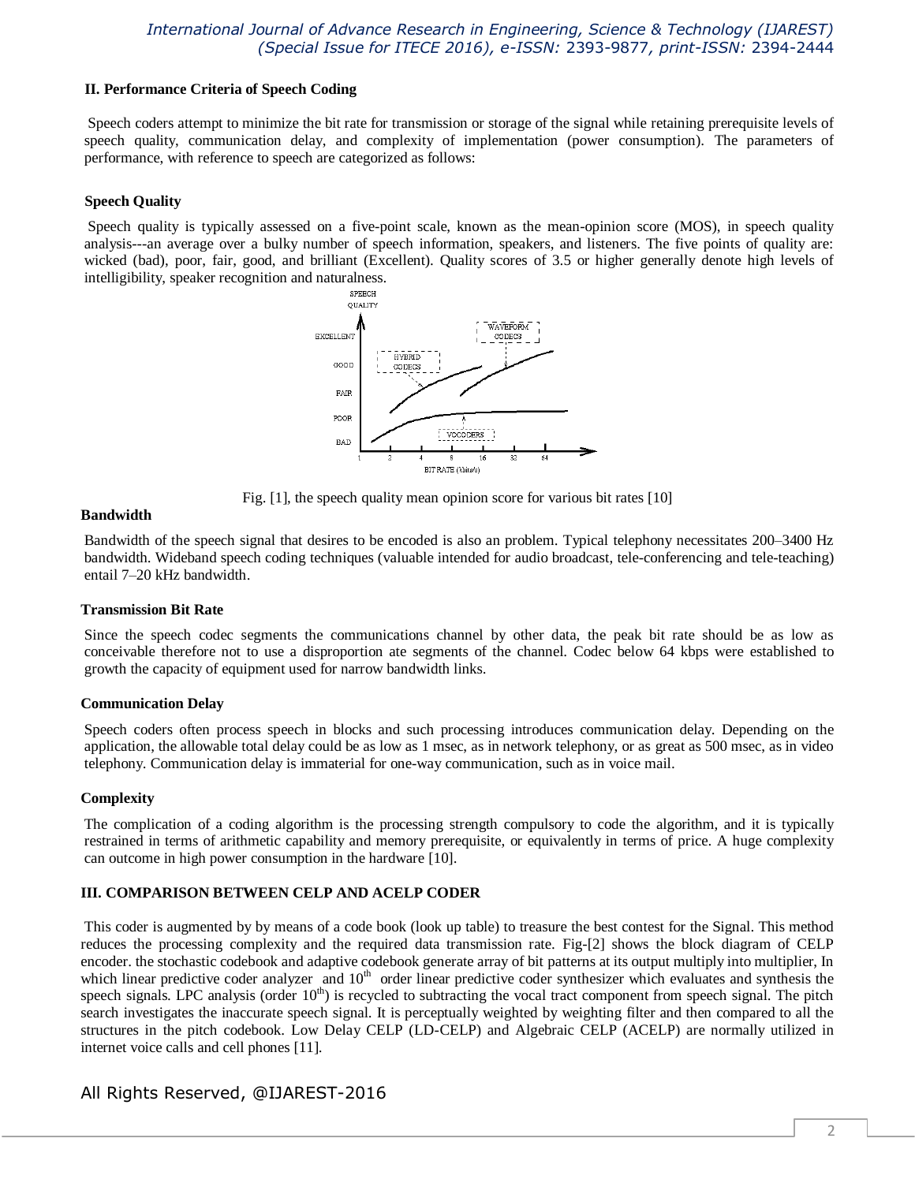## II. Performance Criteria of Speech Coding

Speech coders attempt to minimize the bit rate for transmission or storage of the signal while retaining prerequisite levels of speech quality, communication delay, and complexity of implementation (power consumption). The parameters of performance, with reference to speech are categorized as follows:

### Speech Quality

Speech quality is typically assessed on a five-point scale, known as the mean-opinion score (MOS), in speech quality analysis---an average over a bulky number of speech information, speakers, and listeners. The five points of quality are: wicked (bad), poor, fair, good, and brilliant (Excellent). Quality scores of 3.5 or higher generally denote high levels of intelligibility, speaker recognition and naturalness.

Fig. [1], the speech quality mean opinion score for various bit rates [10]

### Bandwidth

Bandwidth of the speech signal that desires to be encoded is also an problem. Typical telephony necessitates 200–3400 Hz bandwidth. Wideband speech coding techniques (valuable intended for audio broadcast, tele-conferencing and tele-teaching) entail 7–20 kHz bandwidth.

### Transmission Bit Rate

Since the speech codec segments the communications channel by other data, the peak bit rate should be as low as conceivable therefore not to use a disproportion ate segments of the channel. Codec below 64 kbps were established to growth the capacity of equipment used for narrow bandwidth links.

### Communication Delay

Speech coders often process speech in blocks and such processing introduces communication delay. Depending on the application, the allowable total delay could be as low as 1 msec, as in network telephony, or as great as 500 msec, as in video telephony. Communication delay is immaterial for one-way communication, such as in voice mail.

### Complexity

The complication of a coding algorithm is the processing strength compulsory to code the algorithm, and it is typically restrained in terms of arithmetic capability and memory prerequisite, or equivalently in terms of price. A huge complexity can outcome in high power consumption in the hardware [10].

## III. COMPARISON BETWEEN CELP AND ACELP CODER

This coder is augmented by by means of a code book (look up table) to treasure the best contest for the Signal. This method reduces the processing complexity and the required data transmission rate. Fig-[2] shows the block diagram of CELP encoder. the stochastic codebook and adaptive codebook generate array of bit patterns at its output multiply into multiplier, In which linear predictive coder analyzer and $10^{th}$ order linear predictive coder synthesizer which evaluates and synthesis the speech signals. LPC analysis (order $10^{th}$) is recycled to subtracting the vocal tract component from speech signal. The pitch search investigates the inaccurate speech signal. It is perceptually weighted by weighting filter and then compared to all the structures in the pitch codebook. Low Delay CELP (LD-CELP) and Algebraic CELP (ACELP) are normally utilized in internet voice calls and cell phones [11].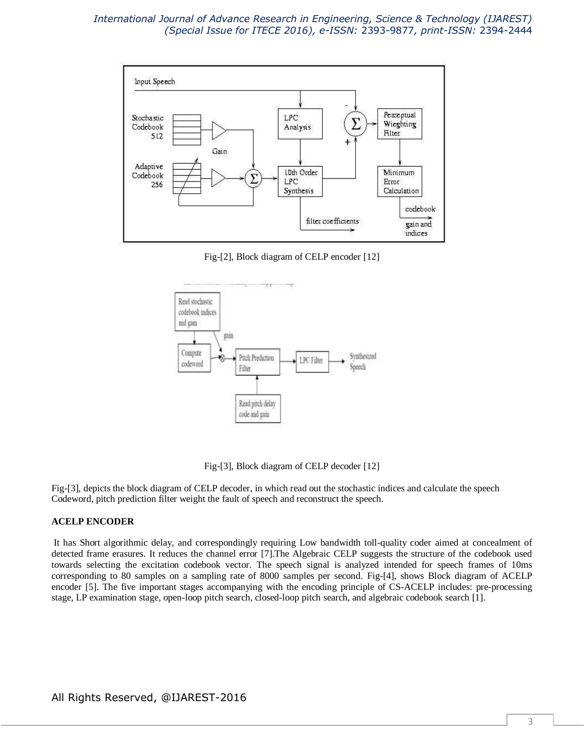Fig-[2], Block diagram of CELP encoder [12]

Fig-[3], Block diagram of CELP decoder [12]

Fig-[3], depicts the block diagram of CELP decoder, in which read out the stochastic indices and calculate the speech Codeword, pitch prediction filter weight the fault of speech and reconstruct the speech.

**ACELP ENCODER**

It has Short algorithmic delay, and correspondingly requiring Low bandwidth toll-quality coder aimed at concealment of detected frame erasures. It reduces the channel error [7].The Algebraic CELP suggests the structure of the codebook used towards selecting the excitation codebook vector. The speech signal is analyzed intended for speech frames of 10ms corresponding to 80 samples on a sampling rate of 8000 samples per second. Fig-[4], shows Block diagram of ACELP encoder [5]. The five important stages accompanying with the encoding principle of CS-ACELP includes: pre-processing stage, LP examination stage, open-loop pitch search, closed-loop pitch search, and algebraic codebook search [1].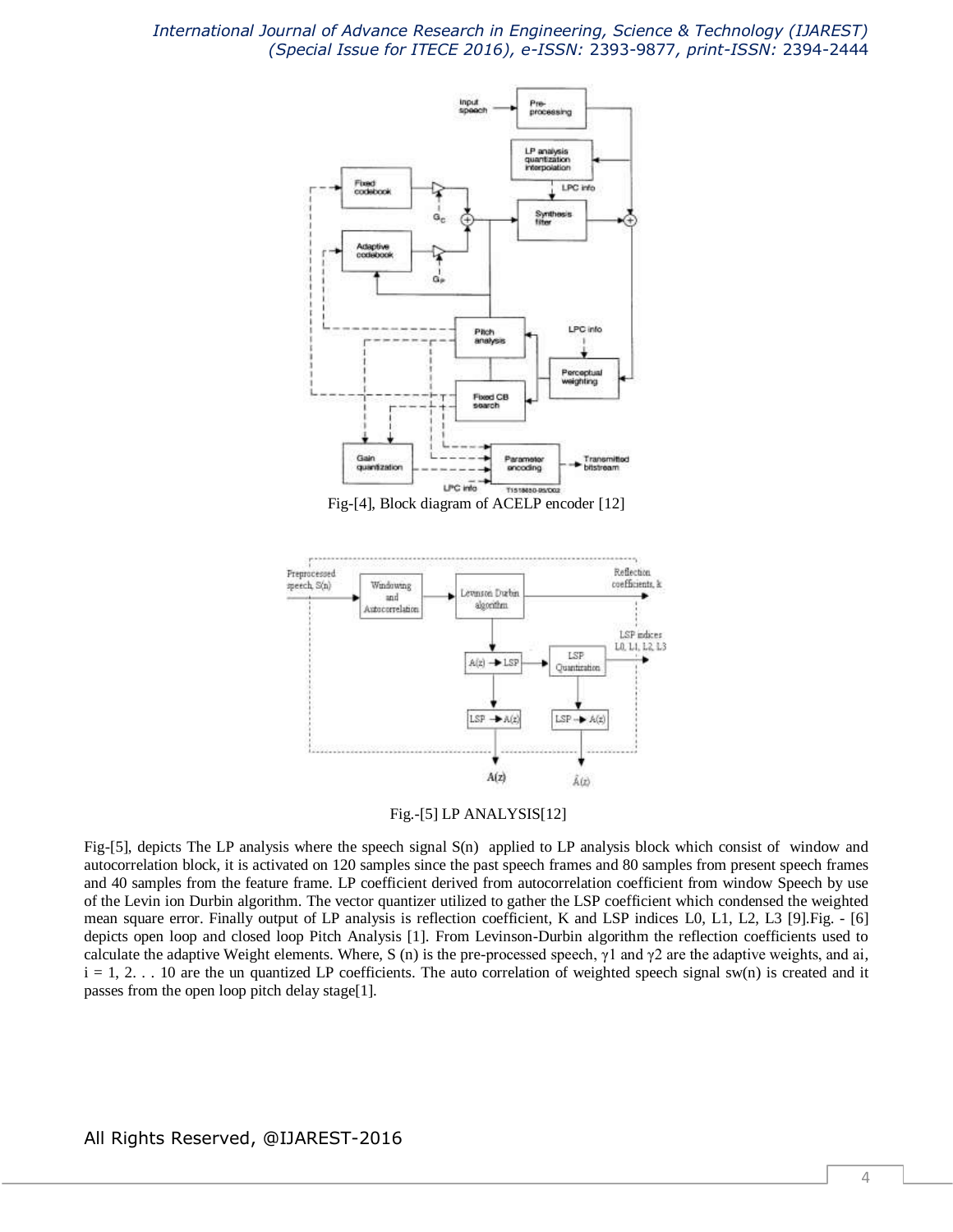Fig-[4], Block diagram of ACELP encoder [12]

Fig.-[5] LP ANALYSIS[12]

Fig-[5], depicts The LP analysis where the speech signal S(n) applied to LP analysis block which consist of window and autocorrelation block, it is activated on 120 samples since the past speech frames and 80 samples from present speech frames and 40 samples from the feature frame. LP coefficient derived from autocorrelation coefficient from window Speech by use of the Levin ion Durbin algorithm. The vector quantizer utilized to gather the LSP coefficient which condensed the weighted mean square error. Finally output of LP analysis is reflection coefficient, K and LSP indices L0, L1, L2, L3 [9].Fig. - [6] depicts open loop and closed loop Pitch Analysis [1]. From Levinson-Durbin algorithm the reflection coefficients used to calculate the adaptive Weight elements. Where, S (n) is the pre-processed speech, $\gamma 1$ and $\gamma 2$ are the adaptive weights, and ai, $i = 1, 2. . . 10$ are the un quantized LP coefficients. The auto correlation of weighted speech signal sw(n) is created and it passes from the open loop pitch delay stage[1].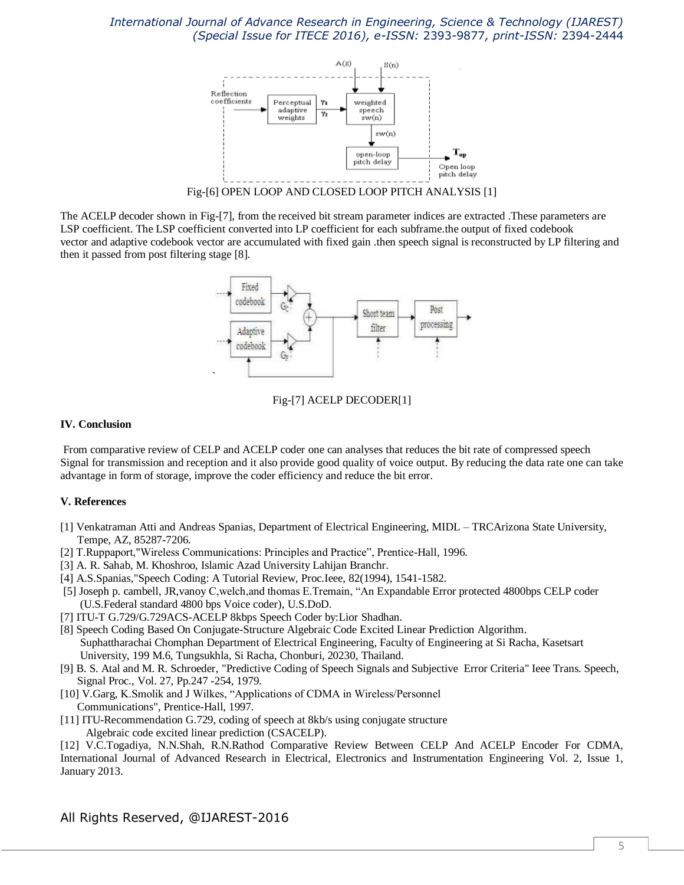Fig-[6] OPEN LOOP AND CLOSED LOOP PITCH ANALYSIS [1]

The ACELP decoder shown in Fig-[7], from the received bit stream parameter indices are extracted .These parameters are LSP coefficient. The LSP coefficient converted into LP coefficient for each subframe.the output of fixed codebook vector and adaptive codebook vector are accumulated with fixed gain .then speech signal is reconstructed by LP filtering and then it passed from post filtering stage [8].

Fig-[7] ACELP DECODER[1]

## IV. Conclusion

From comparative review of CELP and ACELP coder one can analyses that reduces the bit rate of compressed speech Signal for transmission and reception and it also provide good quality of voice output. By reducing the data rate one can take advantage in form of storage, improve the coder efficiency and reduce the bit error.

## V. References

[1] Venkatraman Atti and Andreas Spanias, Department of Electrical Engineering, MIDL – TRCArizona State University, Tempe, AZ, 85287-7206.

[2] T.Ruppaport,"Wireless Communications: Principles and Practice", Prentice-Hall, 1996.

[3] A. R. Sahab, M. Khoshroo, Islamic Azad University Lahijan Branchr.

[4] A.S.Spanias,"Speech Coding: A Tutorial Review, Proc.Ieee, 82(1994), 1541-1582.

[5] Joseph p. cambell, JR,vanoy C,welch,and thomas E.Tremain, "An Expandable Error protected 4800bps CELP coder (U.S.Federal standard 4800 bps Voice coder), U.S.DoD.

[7] ITU-T G.729/G.729ACS-ACELP 8kbps Speech Coder by:Lior Shadhan.

[8] Speech Coding Based On Conjugate-Structure Algebraic Code Excited Linear Prediction Algorithm. Suphattharachai Chomphan Department of Electrical Engineering, Faculty of Engineering at Si Racha, Kasetsart University, 199 M.6, Tungsukhla, Si Racha, Chonburi, 20230, Thailand.

[9] B. S. Atal and M. R. Schroeder, "Predictive Coding of Speech Signals and Subjective Error Criteria" Ieee Trans. Speech, Signal Proc., Vol. 27, Pp.247 -254, 1979.

[10] V.Garg, K.Smolik and J Wilkes, "Applications of CDMA in Wireless/Personnel Communications", Prentice-Hall, 1997.

[11] ITU-Recommendation G.729, coding of speech at 8kb/s using conjugate structure Algebraic code excited linear prediction (CSACELP).

[12] V.C.Togadiya, N.N.Shah, R.N.Rathod Comparative Review Between CELP And ACELP Encoder For CDMA, International Journal of Advanced Research in Electrical, Electronics and Instrumentation Engineering Vol. 2, Issue 1, January 2013.

All Rights Reserved, @IJAREST-2016